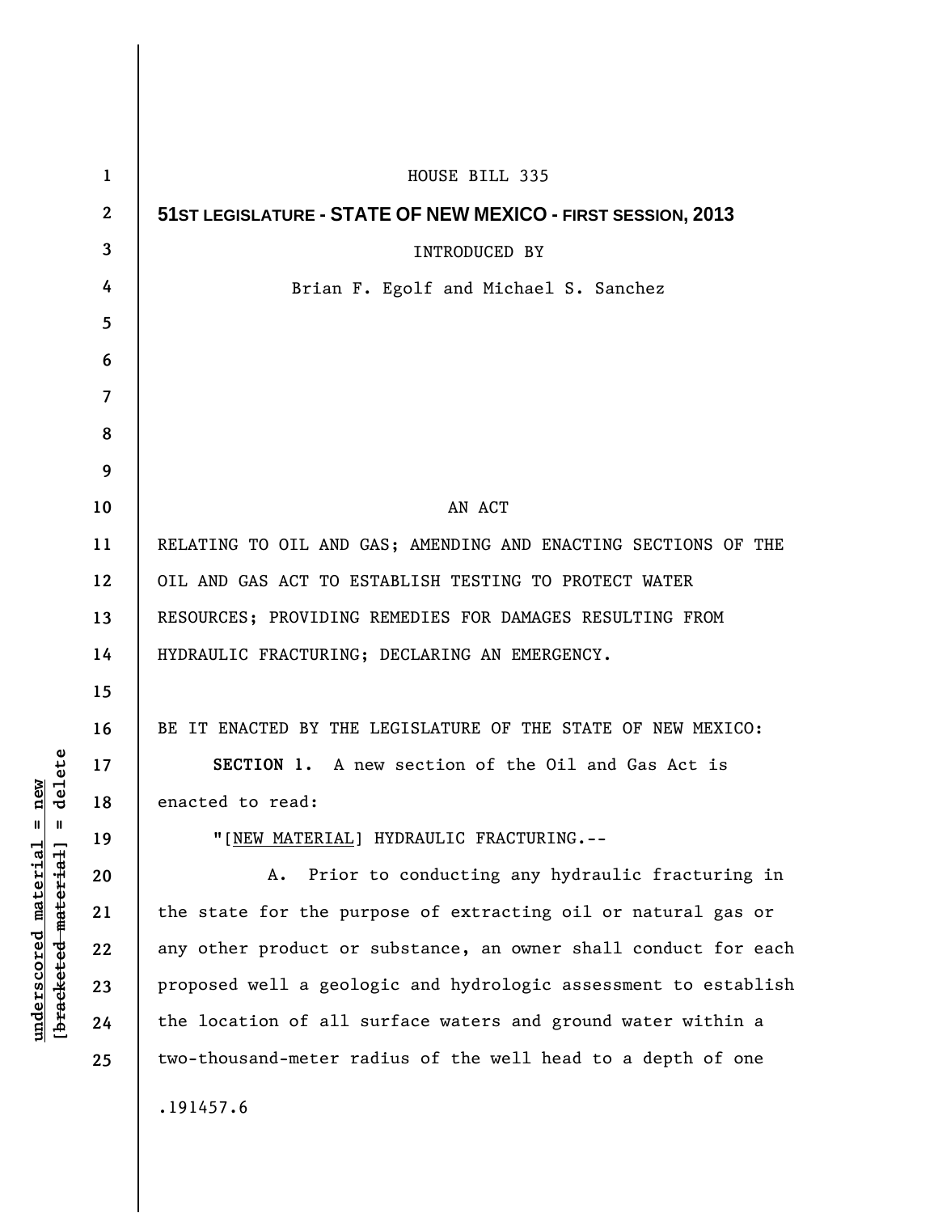HOUSE BILL 335

**51ST LEGISLATURE - STATE OF NEW MEXICO - FIRST SESSION, 2013**

INTRODUCED BY

Brian F. Egolf and Michael S. Sanchez

AN ACT

RELATING TO OIL AND GAS; AMENDING AND ENACTING SECTIONS OF THE OIL AND GAS ACT TO ESTABLISH TESTING TO PROTECT WATER RESOURCES; PROVIDING REMEDIES FOR DAMAGES RESULTING FROM HYDRAULIC FRACTURING; DECLARING AN EMERGENCY.

BE IT ENACTED BY THE LEGISLATURE OF THE STATE OF NEW MEXICO:

**SECTION 1.** A new section of the Oil and Gas Act is enacted to read:

"[NEW MATERIAL] HYDRAULIC FRACTURING.--

A. Prior to conducting any hydraulic fracturing in the state for the purpose of extracting oil or natural gas or any other product or substance, an owner shall conduct for each proposed well a geologic and hydrologic assessment to establish the location of all surface waters and ground water within a two-thousand-meter radius of the well head to a depth of one

.191457.6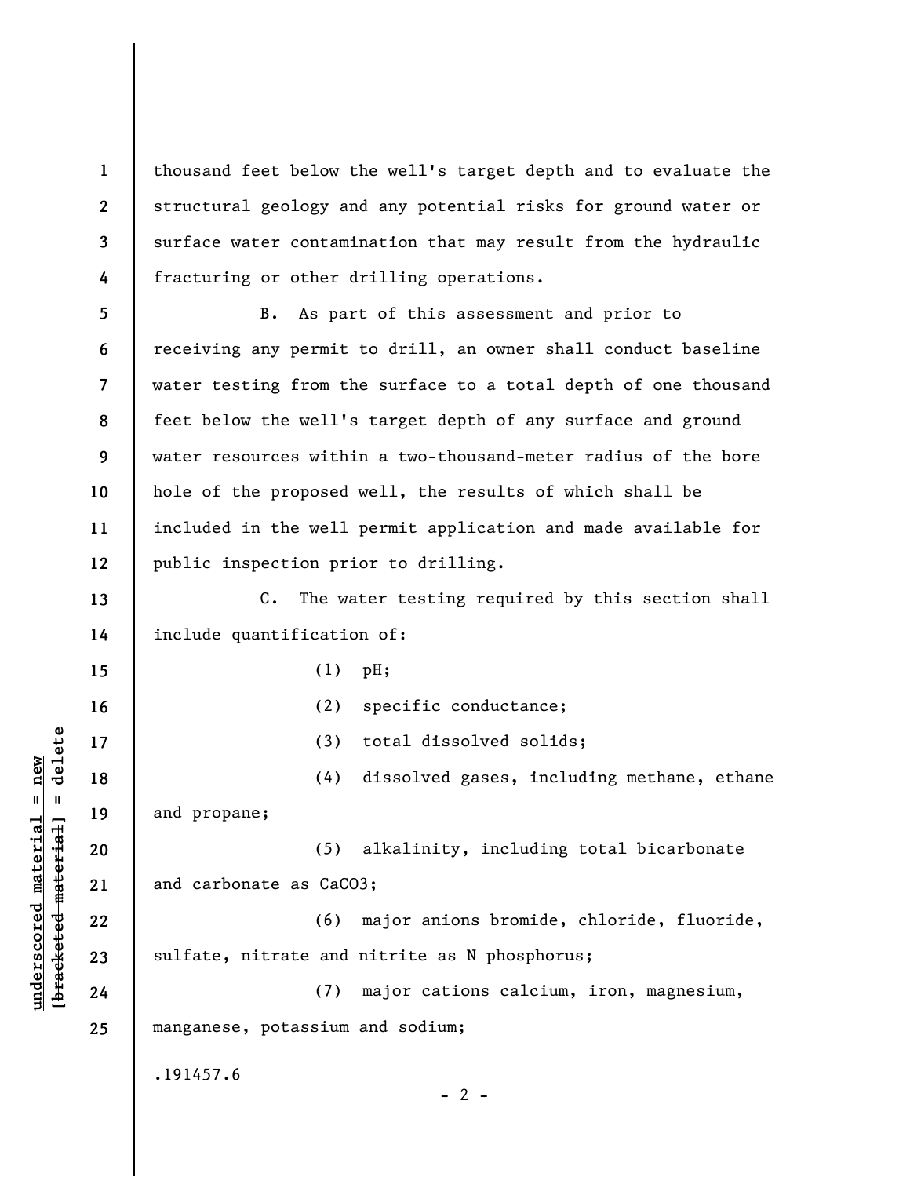thousand feet below the well's target depth and to evaluate the structural geology and any potential risks for ground water or surface water contamination that may result from the hydraulic fracturing or other drilling operations.

B. As part of this assessment and prior to receiving any permit to drill, an owner shall conduct baseline water testing from the surface to a total depth of one thousand feet below the well's target depth of any surface and ground water resources within a two-thousand-meter radius of the bore hole of the proposed well, the results of which shall be included in the well permit application and made available for public inspection prior to drilling.

C. The water testing required by this section shall include quantification of:

(1) pH;

(2) specific conductance;

(3) total dissolved solids;

(4) dissolved gases, including methane, ethane and propane;

(5) alkalinity, including total bicarbonate and carbonate as $CaCO_3$;

(6) major anions bromide, chloride, fluoride, sulfate, nitrate and nitrite as N phosphorus;

(7) major cations calcium, iron, magnesium, manganese, potassium and sodium;

.191457.6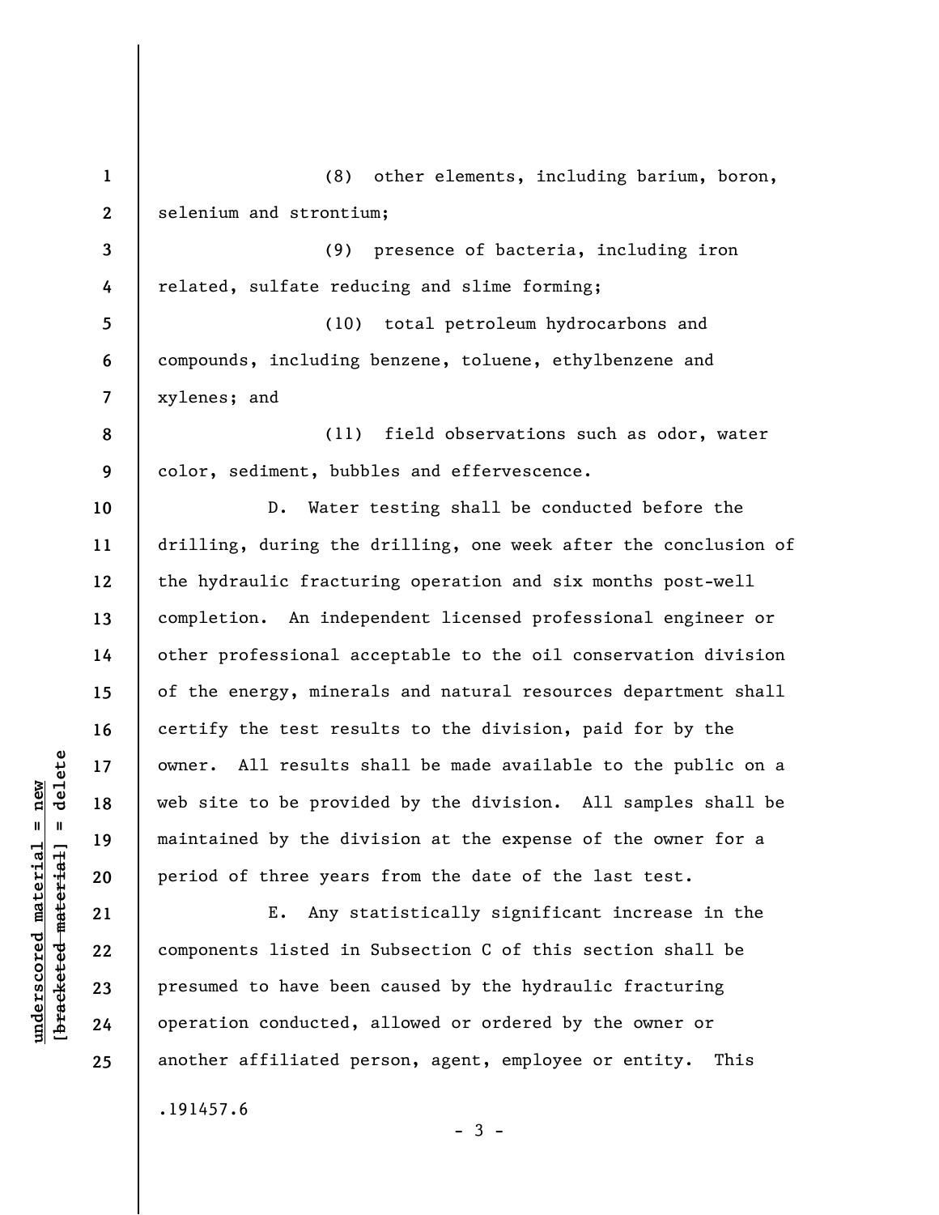(8) other elements, including barium, boron, selenium and strontium;

(9) presence of bacteria, including iron related, sulfate reducing and slime forming;

(10) total petroleum hydrocarbons and compounds, including benzene, toluene, ethylbenzene and xylenes; and

(11) field observations such as odor, water color, sediment, bubbles and effervescence.

D. Water testing shall be conducted before the drilling, during the drilling, one week after the conclusion of the hydraulic fracturing operation and six months post-well completion. An independent licensed professional engineer or other professional acceptable to the oil conservation division of the energy, minerals and natural resources department shall certify the test results to the division, paid for by the owner. All results shall be made available to the public on a web site to be provided by the division. All samples shall be maintained by the division at the expense of the owner for a period of three years from the date of the last test.

E. Any statistically significant increase in the components listed in Subsection C of this section shall be presumed to have been caused by the hydraulic fracturing operation conducted, allowed or ordered by the owner or another affiliated person, agent, employee or entity. This

.191457.6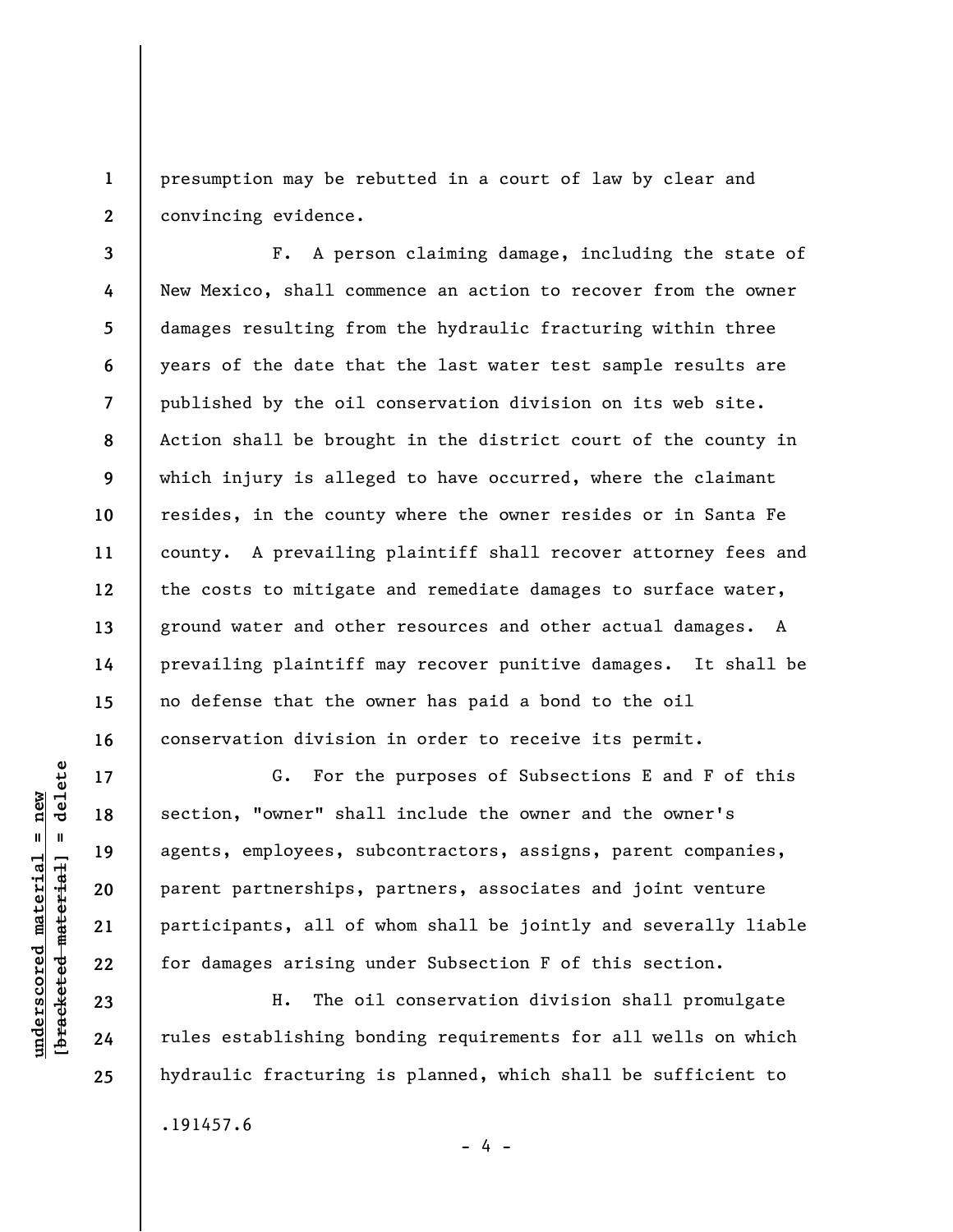presumption may be rebutted in a court of law by clear and convincing evidence.

F. A person claiming damage, including the state of New Mexico, shall commence an action to recover from the owner damages resulting from the hydraulic fracturing within three years of the date that the last water test sample results are published by the oil conservation division on its web site. Action shall be brought in the district court of the county in which injury is alleged to have occurred, where the claimant resides, in the county where the owner resides or in Santa Fe county. A prevailing plaintiff shall recover attorney fees and the costs to mitigate and remediate damages to surface water, ground water and other resources and other actual damages. A prevailing plaintiff may recover punitive damages. It shall be no defense that the owner has paid a bond to the oil conservation division in order to receive its permit.

G. For the purposes of Subsections E and F of this section, "owner" shall include the owner and the owner's agents, employees, subcontractors, assigns, parent companies, parent partnerships, partners, associates and joint venture participants, all of whom shall be jointly and severally liable for damages arising under Subsection F of this section.

H. The oil conservation division shall promulgate rules establishing bonding requirements for all wells on which hydraulic fracturing is planned, which shall be sufficient to

.191457.6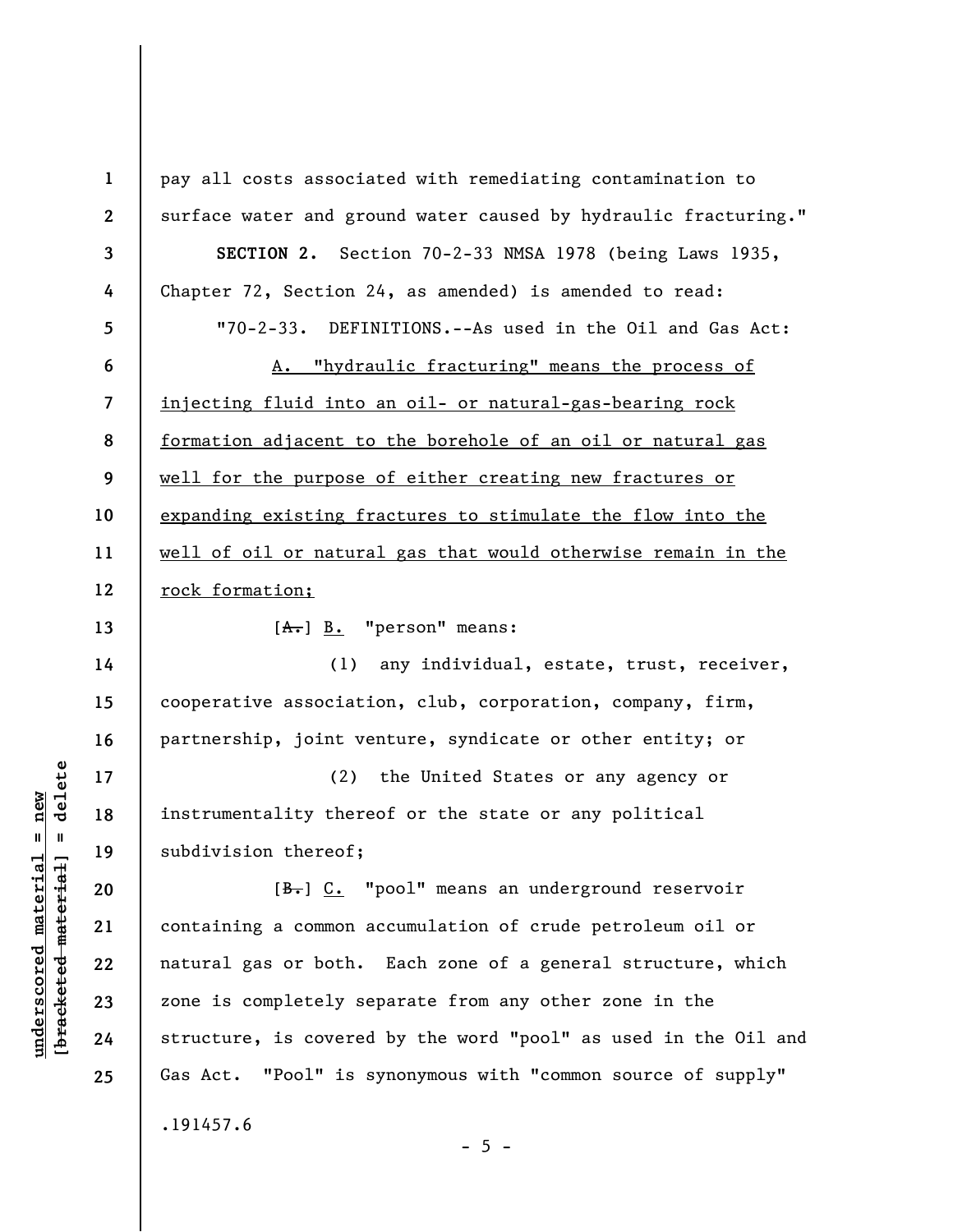pay all costs associated with remediating contamination to surface water and ground water caused by hydraulic fracturing."

**SECTION 2.** Section 70-2-33 NMSA 1978 (being Laws 1935, Chapter 72, Section 24, as amended) is amended to read:

"70-2-33. DEFINITIONS.--As used in the Oil and Gas Act:

A. "hydraulic fracturing" means the process of injecting fluid into an oil- or natural-gas-bearing rock formation adjacent to the borehole of an oil or natural gas well for the purpose of either creating new fractures or expanding existing fractures to stimulate the flow into the well of oil or natural gas that would otherwise remain in the rock formation;

[~~A.~~] B. "person" means:

(1) any individual, estate, trust, receiver, cooperative association, club, corporation, company, firm, partnership, joint venture, syndicate or other entity; or

(2) the United States or any agency or instrumentality thereof or the state or any political subdivision thereof;

[~~B.~~] C. "pool" means an underground reservoir containing a common accumulation of crude petroleum oil or natural gas or both. Each zone of a general structure, which zone is completely separate from any other zone in the structure, is covered by the word "pool" as used in the Oil and Gas Act. "Pool" is synonymous with "common source of supply"

.191457.6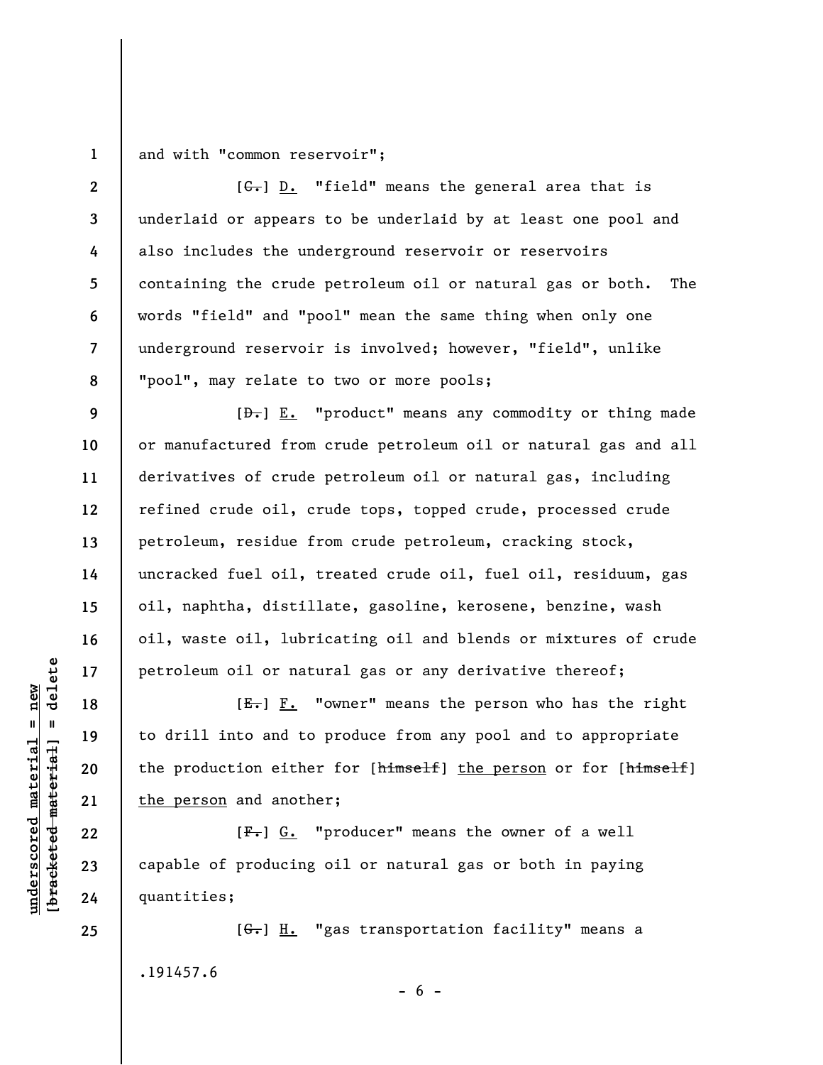and with "common reservoir";

[~~C.~~] <u>D.</u> "field" means the general area that is underlaid or appears to be underlaid by at least one pool and also includes the underground reservoir or reservoirs containing the crude petroleum oil or natural gas or both. The words "field" and "pool" mean the same thing when only one underground reservoir is involved; however, "field", unlike "pool", may relate to two or more pools;

[~~D.~~] <u>E.</u> "product" means any commodity or thing made or manufactured from crude petroleum oil or natural gas and all derivatives of crude petroleum oil or natural gas, including refined crude oil, crude tops, topped crude, processed crude petroleum, residue from crude petroleum, cracking stock, uncracked fuel oil, treated crude oil, fuel oil, residuum, gas oil, naphtha, distillate, gasoline, kerosene, benzine, wash oil, waste oil, lubricating oil and blends or mixtures of crude petroleum oil or natural gas or any derivative thereof;

[~~E.~~] <u>F.</u> "owner" means the person who has the right to drill into and to produce from any pool and to appropriate the production either for [~~himself~~] <u>the person</u> or for [~~himself~~] <u>the person</u> and another;

[~~F.~~] <u>G.</u> "producer" means the owner of a well capable of producing oil or natural gas or both in paying quantities;

[~~G.~~] <u>H.</u> "gas transportation facility" means a

.191457.6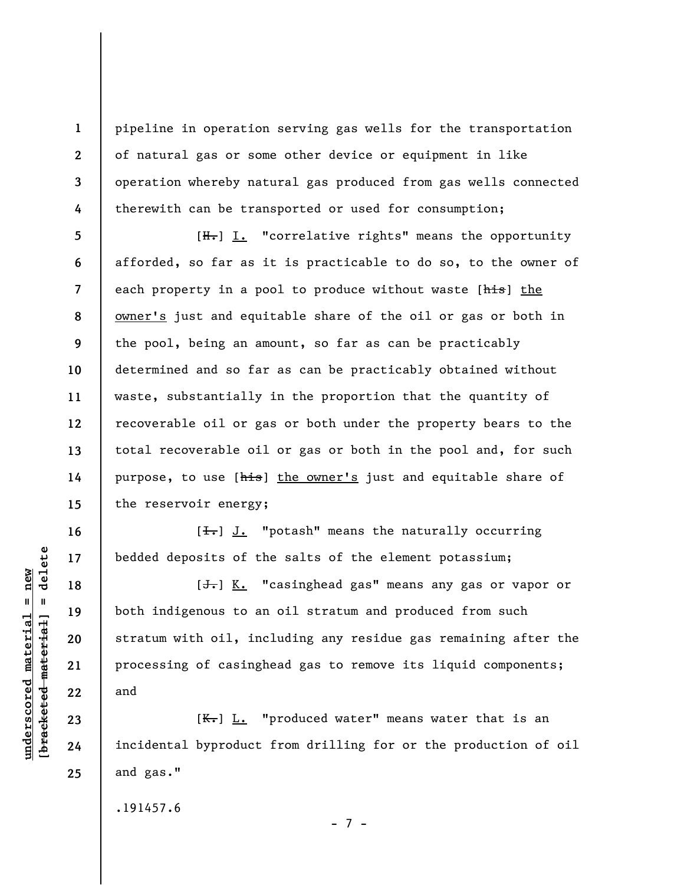pipeline in operation serving gas wells for the transportation of natural gas or some other device or equipment in like operation whereby natural gas produced from gas wells connected therewith can be transported or used for consumption;

[~~H.~~] I. "correlative rights" means the opportunity afforded, so far as it is practicable to do so, to the owner of each property in a pool to produce without waste [~~his~~] the owner's just and equitable share of the oil or gas or both in the pool, being an amount, so far as can be practicably determined and so far as can be practicably obtained without waste, substantially in the proportion that the quantity of recoverable oil or gas or both under the property bears to the total recoverable oil or gas or both in the pool and, for such purpose, to use [~~his~~] the owner's just and equitable share of the reservoir energy;

[~~I.~~] J. "potash" means the naturally occurring bedded deposits of the salts of the element potassium;

[~~J.~~] K. "casinghead gas" means any gas or vapor or both indigenous to an oil stratum and produced from such stratum with oil, including any residue gas remaining after the processing of casinghead gas to remove its liquid components; and

[~~K.~~] L. "produced water" means water that is an incidental byproduct from drilling for or the production of oil and gas."

.191457.6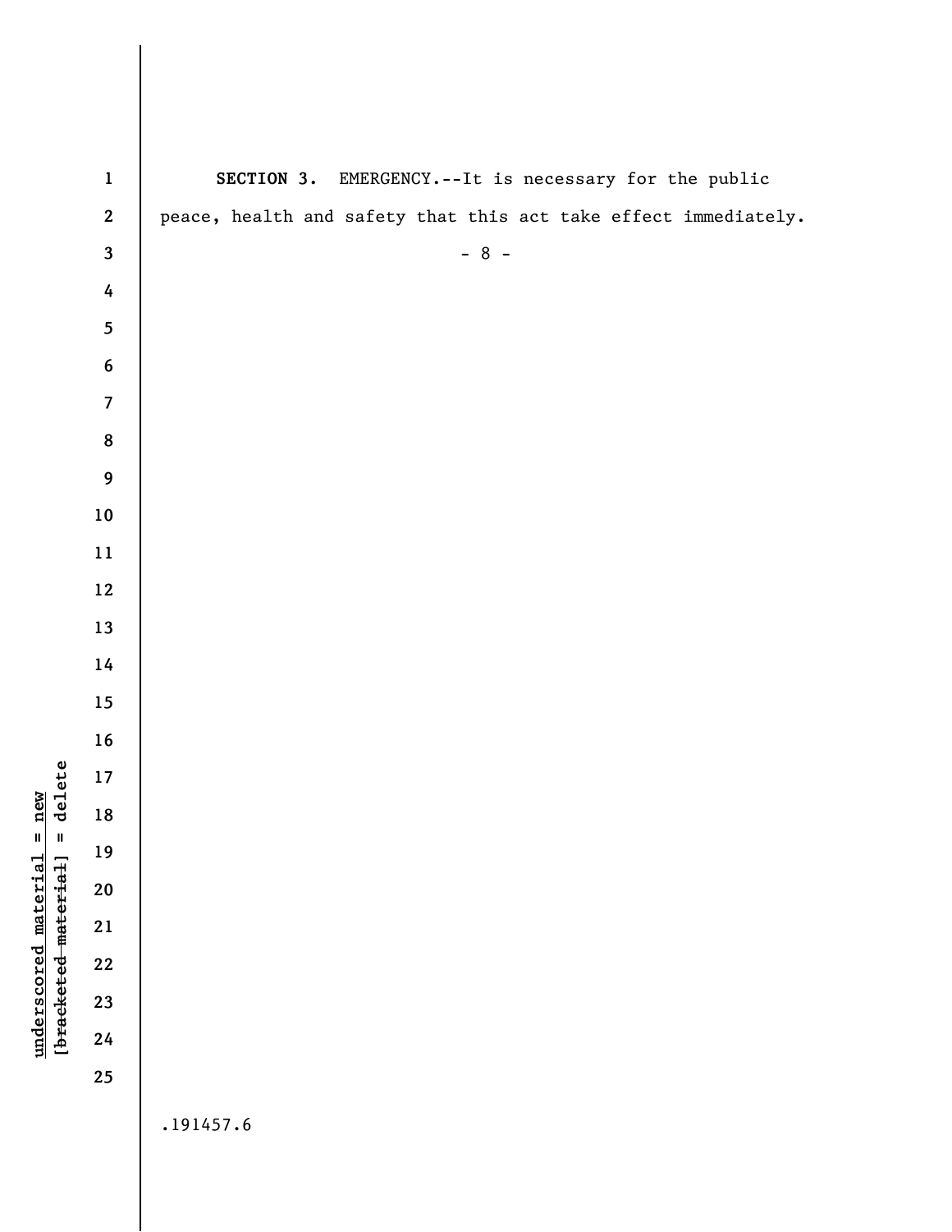**SECTION 3.** EMERGENCY.--It is necessary for the public peace, health and safety that this act take effect immediately.

.191457.6